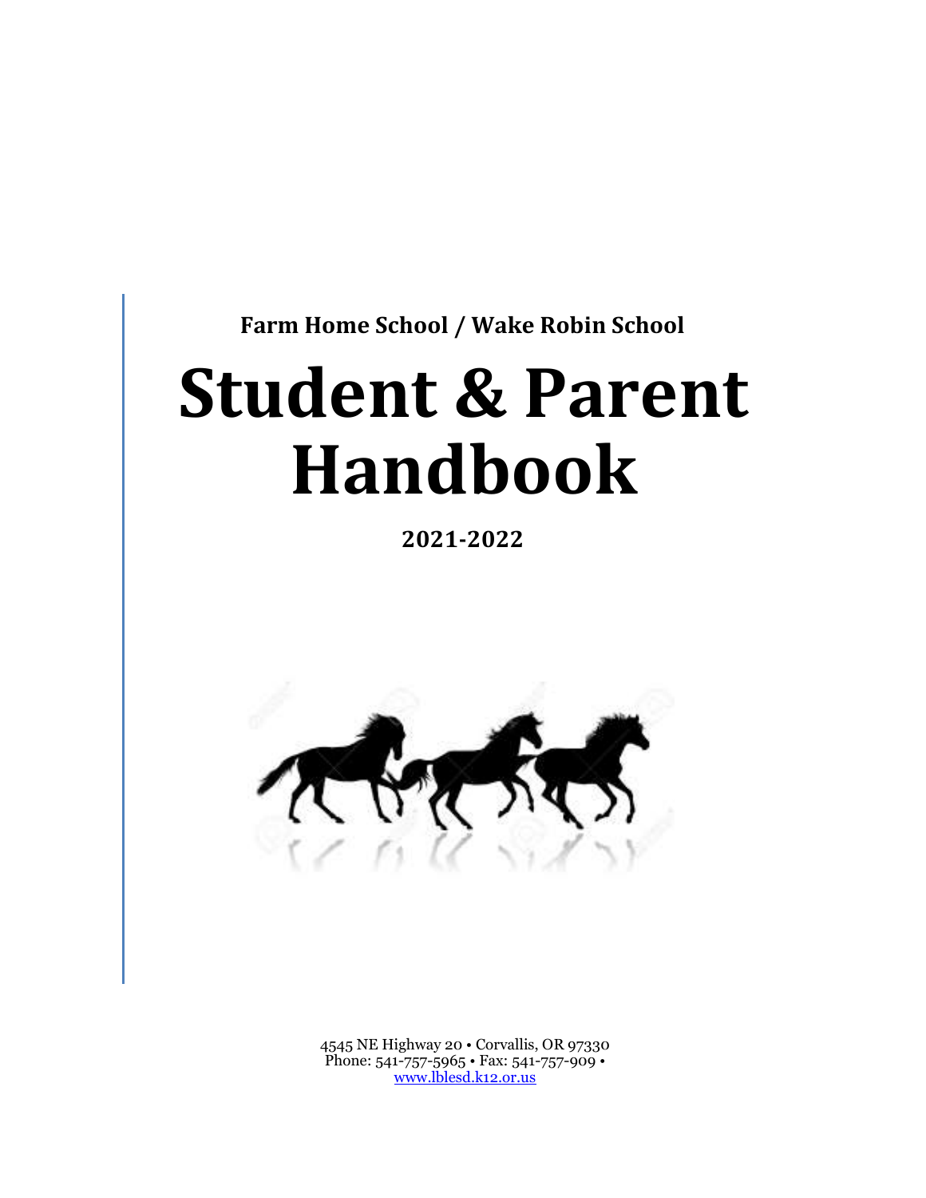**Farm Home School / Wake Robin School**

# Student & Parent Handbook

**2021-2022**

4545 NE Highway 20 • Corvallis, OR 97330
Phone: 541-757-5965 • Fax: 541-757-909 •
www.lblesd.k12.or.us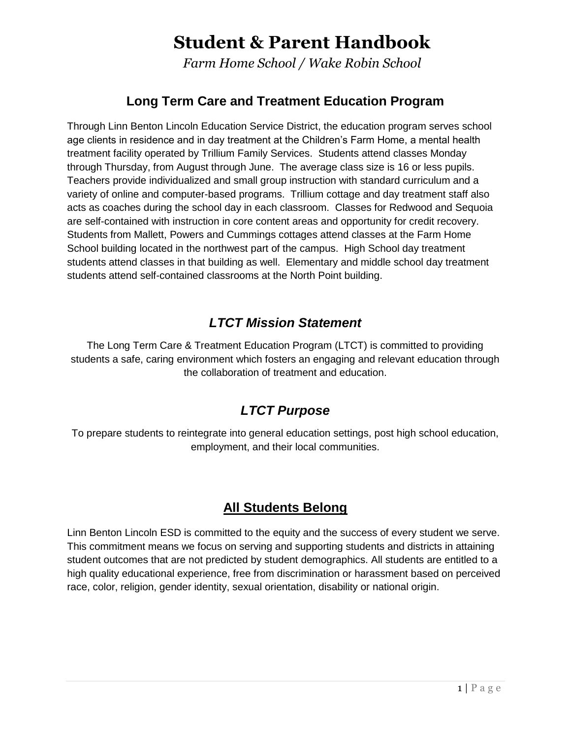# Student & Parent Handbook

*Farm Home School / Wake Robin School*

## Long Term Care and Treatment Education Program

Through Linn Benton Lincoln Education Service District, the education program serves school age clients in residence and in day treatment at the Children's Farm Home, a mental health treatment facility operated by Trillium Family Services. Students attend classes Monday through Thursday, from August through June. The average class size is 16 or less pupils. Teachers provide individualized and small group instruction with standard curriculum and a variety of online and computer-based programs. Trillium cottage and day treatment staff also acts as coaches during the school day in each classroom. Classes for Redwood and Sequoia are self-contained with instruction in core content areas and opportunity for credit recovery. Students from Mallett, Powers and Cummings cottages attend classes at the Farm Home School building located in the northwest part of the campus. High School day treatment students attend classes in that building as well. Elementary and middle school day treatment students attend self-contained classrooms at the North Point building.

## *LTCT Mission Statement*

The Long Term Care & Treatment Education Program (LTCT) is committed to providing students a safe, caring environment which fosters an engaging and relevant education through the collaboration of treatment and education.

## *LTCT Purpose*

To prepare students to reintegrate into general education settings, post high school education, employment, and their local communities.

## All Students Belong

Linn Benton Lincoln ESD is committed to the equity and the success of every student we serve. This commitment means we focus on serving and supporting students and districts in attaining student outcomes that are not predicted by student demographics. All students are entitled to a high quality educational experience, free from discrimination or harassment based on perceived race, color, religion, gender identity, sexual orientation, disability or national origin.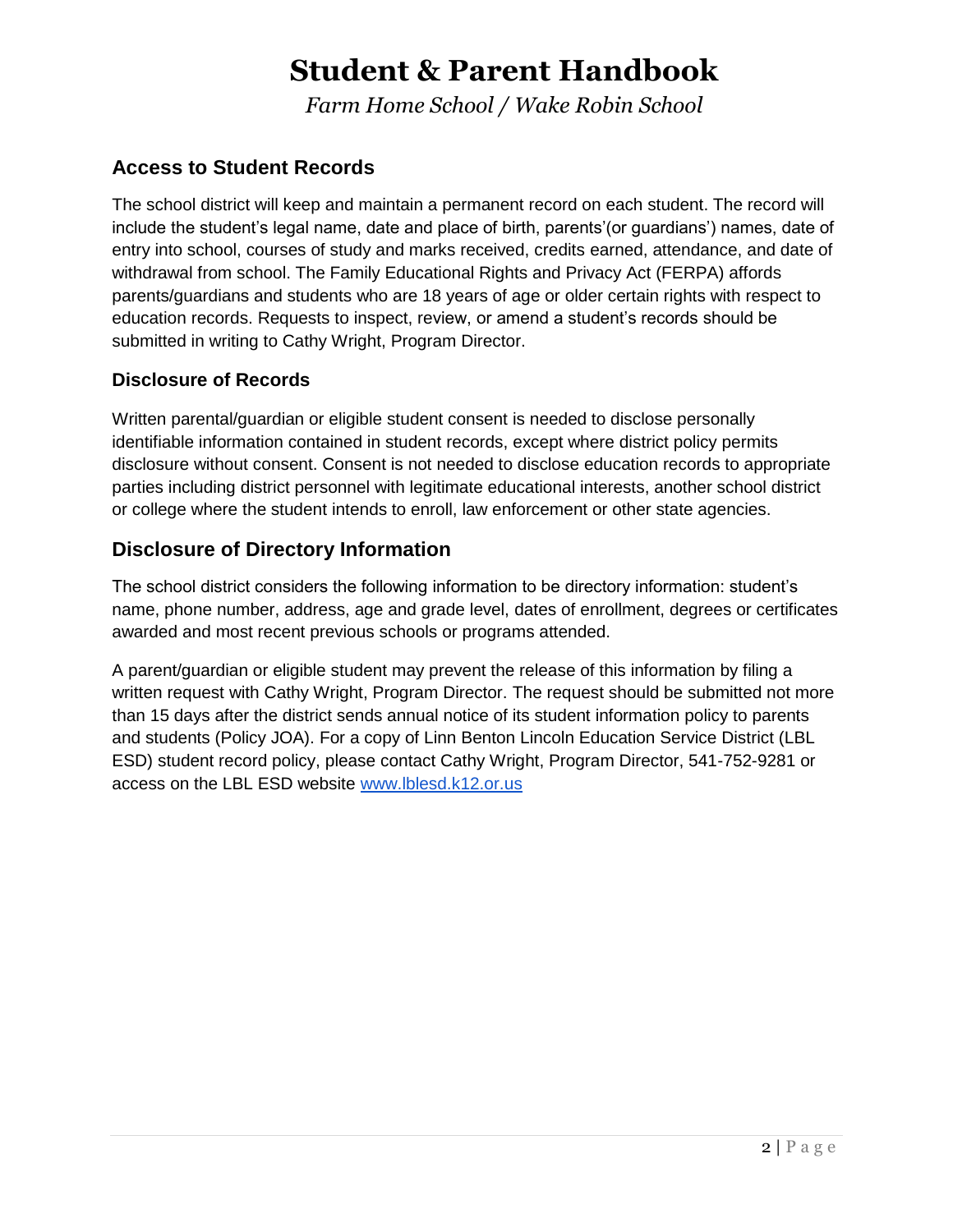# Student & Parent Handbook

*Farm Home School / Wake Robin School*

## Access to Student Records

The school district will keep and maintain a permanent record on each student. The record will include the student's legal name, date and place of birth, parents'(or guardians') names, date of entry into school, courses of study and marks received, credits earned, attendance, and date of withdrawal from school. The Family Educational Rights and Privacy Act (FERPA) affords parents/guardians and students who are 18 years of age or older certain rights with respect to education records. Requests to inspect, review, or amend a student's records should be submitted in writing to Cathy Wright, Program Director.

### Disclosure of Records

Written parental/guardian or eligible student consent is needed to disclose personally identifiable information contained in student records, except where district policy permits disclosure without consent. Consent is not needed to disclose education records to appropriate parties including district personnel with legitimate educational interests, another school district or college where the student intends to enroll, law enforcement or other state agencies.

## Disclosure of Directory Information

The school district considers the following information to be directory information: student's name, phone number, address, age and grade level, dates of enrollment, degrees or certificates awarded and most recent previous schools or programs attended.

A parent/guardian or eligible student may prevent the release of this information by filing a written request with Cathy Wright, Program Director. The request should be submitted not more than 15 days after the district sends annual notice of its student information policy to parents and students (Policy JOA). For a copy of Linn Benton Lincoln Education Service District (LBL ESD) student record policy, please contact Cathy Wright, Program Director, 541-752-9281 or access on the LBL ESD website [www.lblesd.k12.or.us](http://www.lblesd.k12.or.us)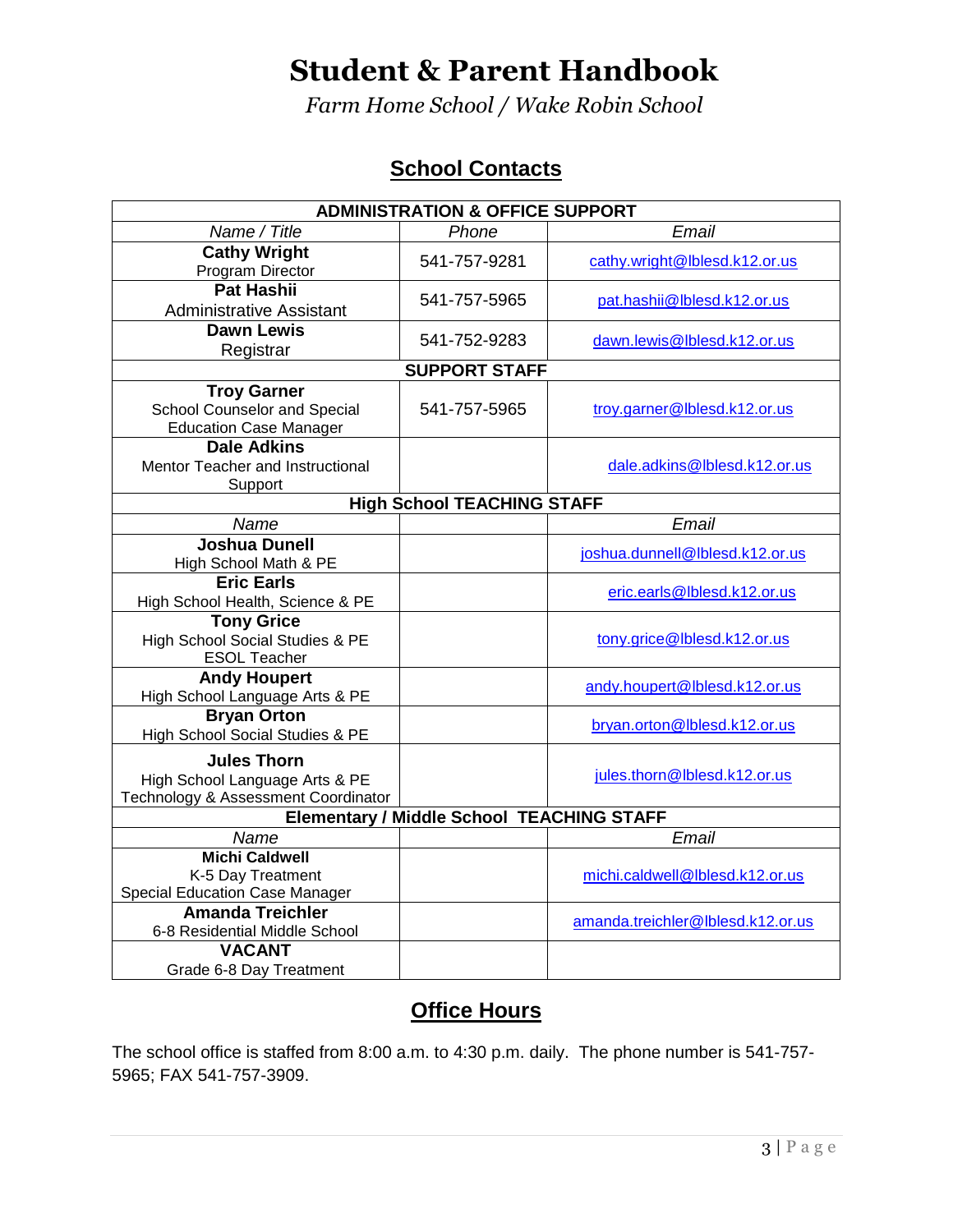# Student & Parent Handbook

*Farm Home School / Wake Robin School*

## School Contacts

| ADMINISTRATION & OFFICE SUPPORT | | |
|---|---|---|
| *Name / Title* | *Phone* | *Email* |
| **Cathy Wright** Program Director | 541-757-9281 | cathy.wright@lblesd.k12.or.us |
| **Pat Hashii** Administrative Assistant | 541-757-5965 | pat.hashii@lblesd.k12.or.us |
| **Dawn Lewis** Registrar | 541-752-9283 | dawn.lewis@lblesd.k12.or.us |
| **SUPPORT STAFF** | | |
| **Troy Garner** School Counselor and Special Education Case Manager | 541-757-5965 | troy.garner@lblesd.k12.or.us |
| **Dale Adkins** Mentor Teacher and Instructional Support | | dale.adkins@lblesd.k12.or.us |
| **High School TEACHING STAFF** | | |
| *Name* | | *Email* |
| **Joshua Dunell** High School Math & PE | | joshua.dunnell@lblesd.k12.or.us |
| **Eric Earls** High School Health, Science & PE | | eric.earls@lblesd.k12.or.us |
| **Tony Grice** High School Social Studies & PE ESOL Teacher | | tony.grice@lblesd.k12.or.us |
| **Andy Houpert** High School Language Arts & PE | | andy.houpert@lblesd.k12.or.us |
| **Bryan Orton** High School Social Studies & PE | | bryan.orton@lblesd.k12.or.us |
| **Jules Thorn** High School Language Arts & PE Technology & Assessment Coordinator | | jules.thorn@lblesd.k12.or.us |
| **Elementary / Middle School TEACHING STAFF** | | |
| *Name* | | *Email* |
| **Michi Caldwell** K-5 Day Treatment Special Education Case Manager | | michi.caldwell@lblesd.k12.or.us |
| **Amanda Treichler** 6-8 Residential Middle School | | amanda.treichler@lblesd.k12.or.us |
| **VACANT** Grade 6-8 Day Treatment | | |

## Office Hours

The school office is staffed from 8:00 a.m. to 4:30 p.m. daily. The phone number is 541-757-5965; FAX 541-757-3909.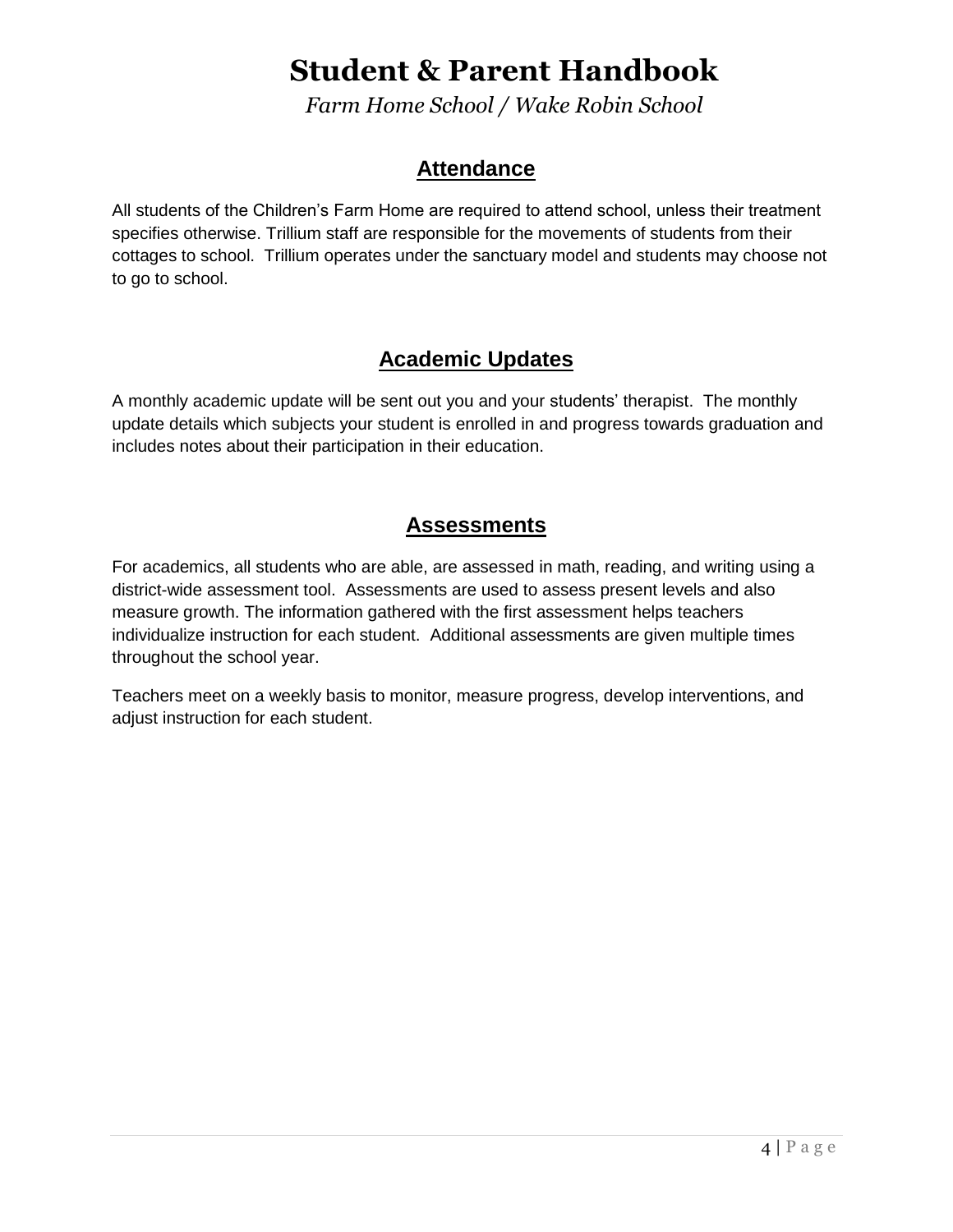## Attendance

All students of the Children's Farm Home are required to attend school, unless their treatment specifies otherwise. Trillium staff are responsible for the movements of students from their cottages to school. Trillium operates under the sanctuary model and students may choose not to go to school.

## Academic Updates

A monthly academic update will be sent out you and your students' therapist. The monthly update details which subjects your student is enrolled in and progress towards graduation and includes notes about their participation in their education.

## Assessments

For academics, all students who are able, are assessed in math, reading, and writing using a district-wide assessment tool. Assessments are used to assess present levels and also measure growth. The information gathered with the first assessment helps teachers individualize instruction for each student. Additional assessments are given multiple times throughout the school year.

Teachers meet on a weekly basis to monitor, measure progress, develop interventions, and adjust instruction for each student.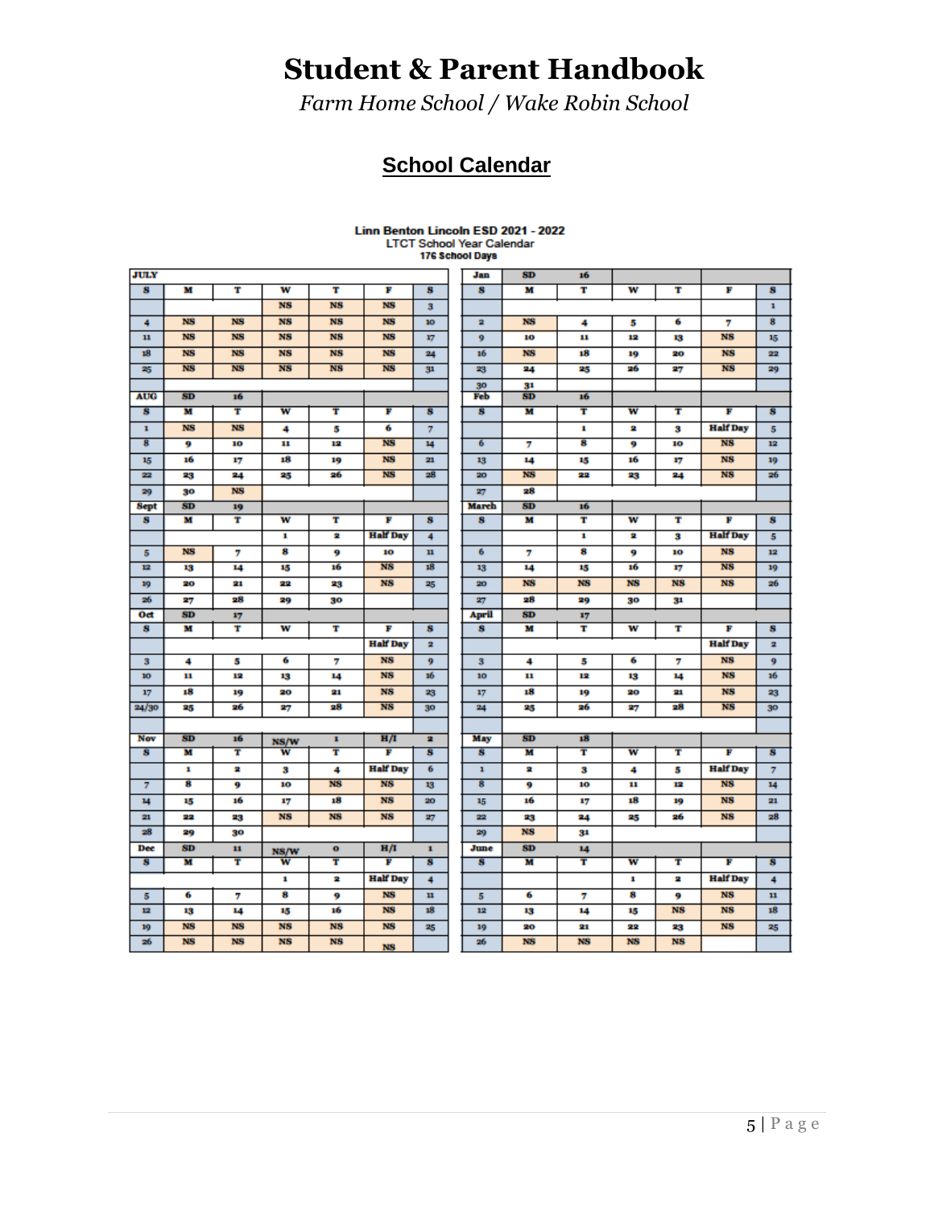# Student & Parent Handbook

*Farm Home School / Wake Robin School*

## School Calendar

**Linn Benton Lincoln ESD 2021 - 2022**
LTCT School Year Calendar
**176 School Days**

| JULY | | | | | | |
|---|---|---|---|---|---|---|
| S | M | T | W | T | F | S |
| | | | NS | NS | NS | 3 |
| 4 | NS | NS | NS | NS | NS | 10 |
| 11 | NS | NS | NS | NS | NS | 17 |
| 18 | NS | NS | NS | NS | NS | 24 |
| 25 | NS | NS | NS | NS | NS | 31 |
| **AUG** | **SD** | **16** | | | | |
| S | M | T | W | T | F | S |
| 1 | NS | NS | 4 | 5 | 6 | 7 |
| 8 | 9 | 10 | 11 | 12 | NS | 14 |
| 15 | 16 | 17 | 18 | 19 | NS | 21 |
| 22 | 23 | 24 | 25 | 26 | NS | 28 |
| 29 | 30 | NS | | | | |
| **Sept** | **SD** | **19** | | | | |
| S | M | T | W | T | F | S |
| | | | 1 | 2 | Half Day | 4 |
| 5 | NS | 7 | 8 | 9 | 10 | 11 |
| 12 | 13 | 14 | 15 | 16 | NS | 18 |
| 19 | 20 | 21 | 22 | 23 | NS | 25 |
| 26 | 27 | 28 | 29 | 30 | | |
| **Oct** | **SD** | **17** | | | | |
| S | M | T | W | T | F | S |
| | | | | | Half Day | 2 |
| 3 | 4 | 5 | 6 | 7 | NS | 9 |
| 10 | 11 | 12 | 13 | 14 | NS | 16 |
| 17 | 18 | 19 | 20 | 21 | NS | 23 |
| 24/30 | 25 | 26 | 27 | 28 | NS | 30 |
| **Nov** | **SD** | **16** | **NS/W** | **1** | **H/I** | **2** |
| S | M | T | W | T | F | S |
| | 1 | 2 | 3 | 4 | Half Day | 6 |
| 7 | 8 | 9 | 10 | NS | NS | 13 |
| 14 | 15 | 16 | 17 | 18 | NS | 20 |
| 21 | 22 | 23 | NS | NS | NS | 27 |
| 28 | 29 | 30 | | | | |
| **Dec** | **SD** | **11** | **NS/W** | **0** | **H/I** | **1** |
| S | M | T | W | T | F | S |
| | | | 1 | 2 | Half Day | 4 |
| 5 | 6 | 7 | 8 | 9 | NS | 11 |
| 12 | 13 | 14 | 15 | 16 | NS | 18 |
| 19 | NS | NS | NS | NS | NS | 25 |
| 26 | NS | NS | NS | NS | NS | |

| Jan | SD | 16 | | | | |
|---|---|---|---|---|---|---|
| S | M | T | W | T | F | S |
| | | | | | | 1 |
| 2 | NS | 4 | 5 | 6 | 7 | 8 |
| 9 | 10 | 11 | 12 | 13 | NS | 15 |
| 16 | NS | 18 | 19 | 20 | NS | 22 |
| 23 | 24 | 25 | 26 | 27 | NS | 29 |
| 30 | 31 | | | | | |
| **Feb** | **SD** | **16** | | | | |
| S | M | T | W | T | F | S |
| | | 1 | 2 | 3 | Half Day | 5 |
| 6 | 7 | 8 | 9 | 10 | NS | 12 |
| 13 | 14 | 15 | 16 | 17 | NS | 19 |
| 20 | NS | 22 | 23 | 24 | NS | 26 |
| 27 | 28 | | | | | |
| **March** | **SD** | **16** | | | | |
| S | M | T | W | T | F | S |
| | | 1 | 2 | 3 | Half Day | 5 |
| 6 | 7 | 8 | 9 | 10 | NS | 12 |
| 13 | 14 | 15 | 16 | 17 | NS | 19 |
| 20 | NS | NS | NS | NS | NS | 26 |
| 27 | 28 | 29 | 30 | 31 | | |
| **April** | **SD** | **17** | | | | |
| S | M | T | W | T | F | S |
| | | | | | Half Day | 2 |
| 3 | 4 | 5 | 6 | 7 | NS | 9 |
| 10 | 11 | 12 | 13 | 14 | NS | 16 |
| 17 | 18 | 19 | 20 | 21 | NS | 23 |
| 24 | 25 | 26 | 27 | 28 | NS | 30 |
| **May** | **SD** | **18** | | | | |
| S | M | T | W | T | F | S |
| 1 | 2 | 3 | 4 | 5 | Half Day | 7 |
| 8 | 9 | 10 | 11 | 12 | NS | 14 |
| 15 | 16 | 17 | 18 | 19 | NS | 21 |
| 22 | 23 | 24 | 25 | 26 | NS | 28 |
| 29 | NS | 31 | | | | |
| **June** | **SD** | **14** | | | | |
| S | M | T | W | T | F | S |
| | | | 1 | 2 | Half Day | 4 |
| 5 | 6 | 7 | 8 | 9 | NS | 11 |
| 12 | 13 | 14 | 15 | NS | NS | 18 |
| 19 | 20 | 21 | 22 | 23 | NS | 25 |
| 26 | NS | NS | NS | NS | | |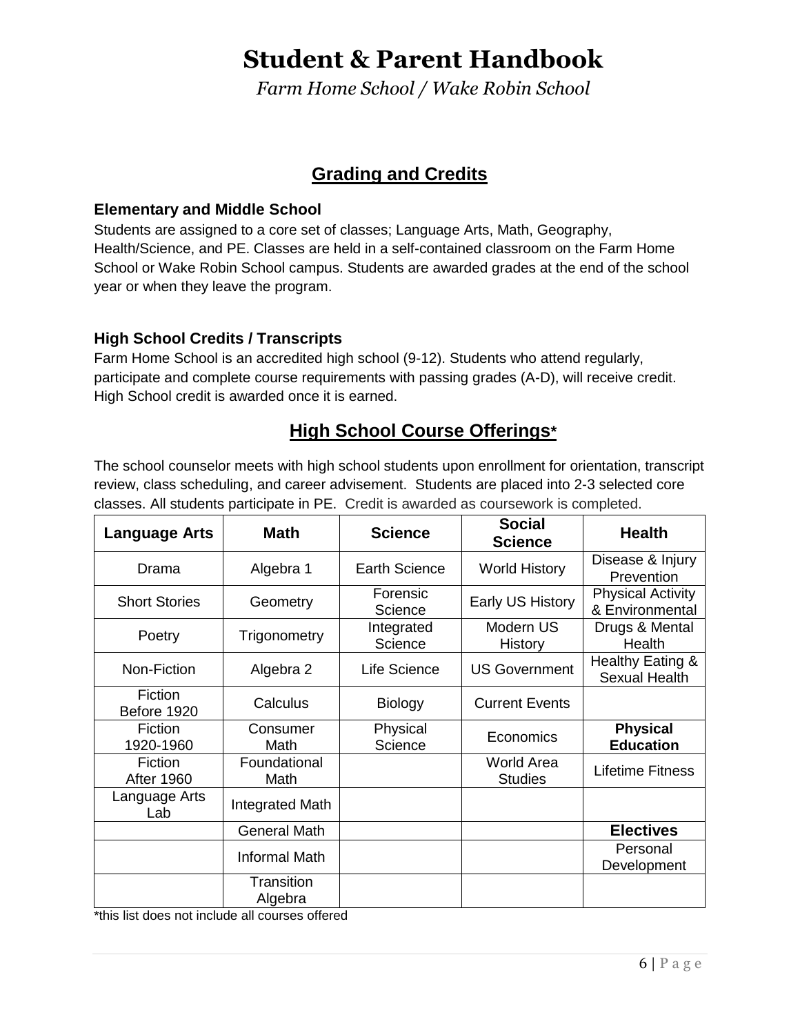# Student & Parent Handbook

*Farm Home School / Wake Robin School*

## Grading and Credits

### Elementary and Middle School

Students are assigned to a core set of classes; Language Arts, Math, Geography, Health/Science, and PE. Classes are held in a self-contained classroom on the Farm Home School or Wake Robin School campus. Students are awarded grades at the end of the school year or when they leave the program.

### High School Credits / Transcripts

Farm Home School is an accredited high school (9-12). Students who attend regularly, participate and complete course requirements with passing grades (A-D), will receive credit. High School credit is awarded once it is earned.

## High School Course Offerings*

The school counselor meets with high school students upon enrollment for orientation, transcript review, class scheduling, and career advisement. Students are placed into 2-3 selected core classes. All students participate in PE. Credit is awarded as coursework is completed.

| Language Arts | Math | Science | Social Science | Health |
|---|---|---|---|---|
| Drama | Algebra 1 | Earth Science | World History | Disease & Injury Prevention |
| Short Stories | Geometry | Forensic Science | Early US History | Physical Activity & Environmental |
| Poetry | Trigonometry | Integrated Science | Modern US History | Drugs & Mental Health |
| Non-Fiction | Algebra 2 | Life Science | US Government | Healthy Eating & Sexual Health |
| Fiction Before 1920 | Calculus | Biology | Current Events | |
| Fiction 1920-1960 | Consumer Math | Physical Science | Economics | **Physical Education** |
| Fiction After 1960 | Foundational Math | | World Area Studies | Lifetime Fitness |
| Language Arts Lab | Integrated Math | | | |
| | General Math | | | **Electives** |
| | Informal Math | | | Personal Development |
| | Transition Algebra | | | |

*this list does not include all courses offered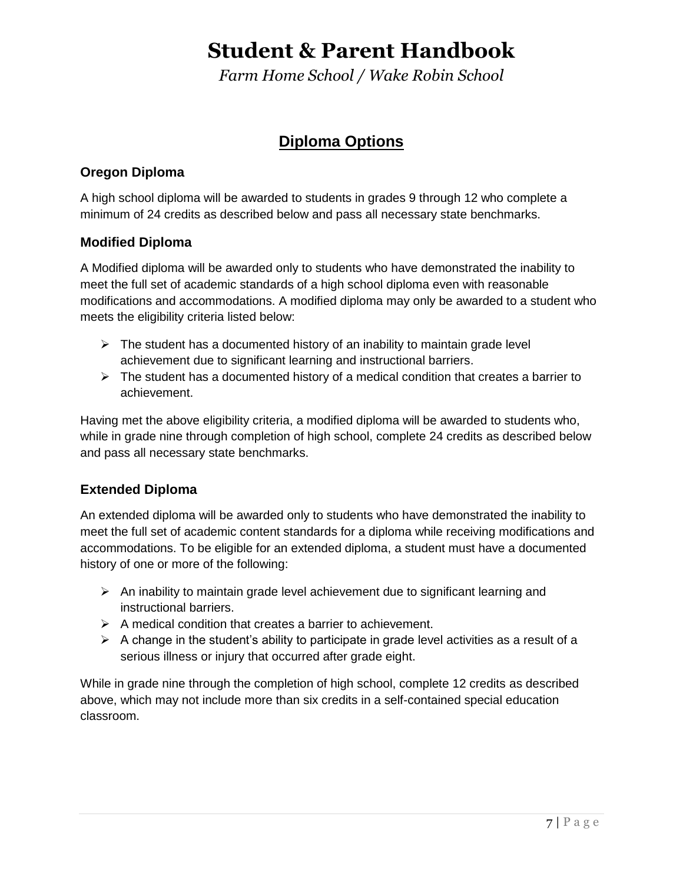## Diploma Options

### Oregon Diploma

A high school diploma will be awarded to students in grades 9 through 12 who complete a minimum of 24 credits as described below and pass all necessary state benchmarks.

### Modified Diploma

A Modified diploma will be awarded only to students who have demonstrated the inability to meet the full set of academic standards of a high school diploma even with reasonable modifications and accommodations. A modified diploma may only be awarded to a student who meets the eligibility criteria listed below:

- The student has a documented history of an inability to maintain grade level achievement due to significant learning and instructional barriers.
- The student has a documented history of a medical condition that creates a barrier to achievement.

Having met the above eligibility criteria, a modified diploma will be awarded to students who, while in grade nine through completion of high school, complete 24 credits as described below and pass all necessary state benchmarks.

### Extended Diploma

An extended diploma will be awarded only to students who have demonstrated the inability to meet the full set of academic content standards for a diploma while receiving modifications and accommodations. To be eligible for an extended diploma, a student must have a documented history of one or more of the following:

- An inability to maintain grade level achievement due to significant learning and instructional barriers.
- A medical condition that creates a barrier to achievement.
- A change in the student's ability to participate in grade level activities as a result of a serious illness or injury that occurred after grade eight.

While in grade nine through the completion of high school, complete 12 credits as described above, which may not include more than six credits in a self-contained special education classroom.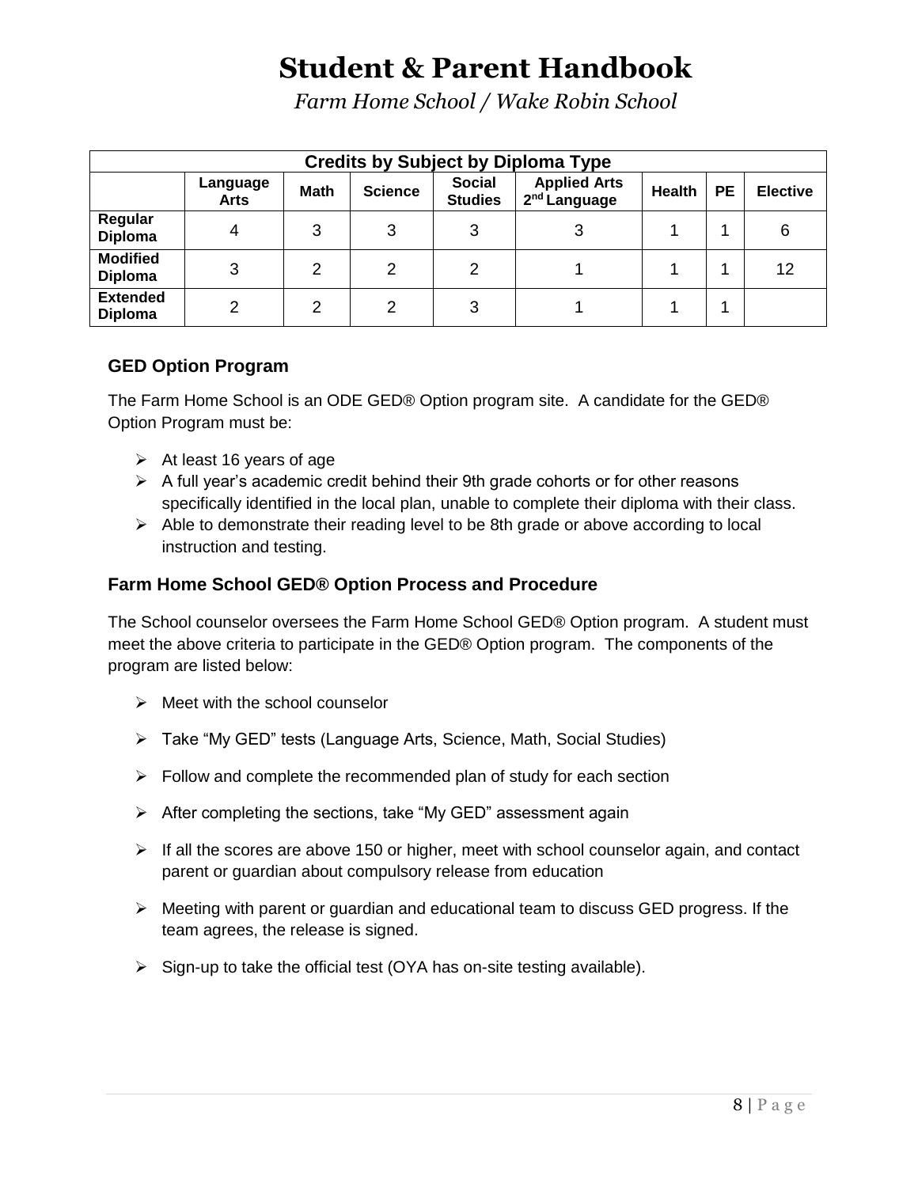| Credits by Subject by Diploma Type | | | | | | | | |
|---|---|---|---|---|---|---|---|---|
| | Language Arts | Math | Science | Social Studies | Applied Arts 2nd Language | Health | PE | Elective |
| **Regular Diploma** | 4 | 3 | 3 | 3 | 3 | 1 | 1 | 6 |
| **Modified Diploma** | 3 | 2 | 2 | 2 | 1 | 1 | 1 | 12 |
| **Extended Diploma** | 2 | 2 | 2 | 3 | 1 | 1 | 1 | |

### GED Option Program

The Farm Home School is an ODE GED® Option program site. A candidate for the GED® Option Program must be:

- At least 16 years of age
- A full year's academic credit behind their 9th grade cohorts or for other reasons specifically identified in the local plan, unable to complete their diploma with their class.
- Able to demonstrate their reading level to be 8th grade or above according to local instruction and testing.

### Farm Home School GED® Option Process and Procedure

The School counselor oversees the Farm Home School GED® Option program. A student must meet the above criteria to participate in the GED® Option program. The components of the program are listed below:

- Meet with the school counselor
- Take "My GED" tests (Language Arts, Science, Math, Social Studies)
- Follow and complete the recommended plan of study for each section
- After completing the sections, take "My GED" assessment again
- If all the scores are above 150 or higher, meet with school counselor again, and contact parent or guardian about compulsory release from education
- Meeting with parent or guardian and educational team to discuss GED progress. If the team agrees, the release is signed.
- Sign-up to take the official test (OYA has on-site testing available).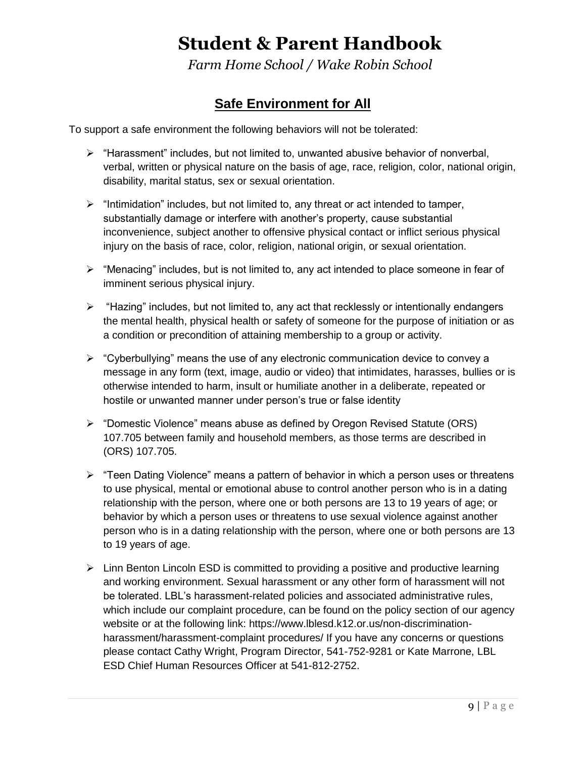# Student & Parent Handbook

*Farm Home School / Wake Robin School*

## Safe Environment for All

To support a safe environment the following behaviors will not be tolerated:

- "Harassment" includes, but not limited to, unwanted abusive behavior of nonverbal, verbal, written or physical nature on the basis of age, race, religion, color, national origin, disability, marital status, sex or sexual orientation.
- "Intimidation" includes, but not limited to, any threat or act intended to tamper, substantially damage or interfere with another's property, cause substantial inconvenience, subject another to offensive physical contact or inflict serious physical injury on the basis of race, color, religion, national origin, or sexual orientation.
- "Menacing" includes, but is not limited to, any act intended to place someone in fear of imminent serious physical injury.
- "Hazing" includes, but not limited to, any act that recklessly or intentionally endangers the mental health, physical health or safety of someone for the purpose of initiation or as a condition or precondition of attaining membership to a group or activity.
- "Cyberbullying" means the use of any electronic communication device to convey a message in any form (text, image, audio or video) that intimidates, harasses, bullies or is otherwise intended to harm, insult or humiliate another in a deliberate, repeated or hostile or unwanted manner under person's true or false identity
- "Domestic Violence" means abuse as defined by Oregon Revised Statute (ORS) 107.705 between family and household members, as those terms are described in (ORS) 107.705.
- "Teen Dating Violence" means a pattern of behavior in which a person uses or threatens to use physical, mental or emotional abuse to control another person who is in a dating relationship with the person, where one or both persons are 13 to 19 years of age; or behavior by which a person uses or threatens to use sexual violence against another person who is in a dating relationship with the person, where one or both persons are 13 to 19 years of age.
- Linn Benton Lincoln ESD is committed to providing a positive and productive learning and working environment. Sexual harassment or any other form of harassment will not be tolerated. LBL's harassment-related policies and associated administrative rules, which include our complaint procedure, can be found on the policy section of our agency website or at the following link: https://www.lblesd.k12.or.us/non-discrimination-harassment/harassment-complaint procedures/ If you have any concerns or questions please contact Cathy Wright, Program Director, 541-752-9281 or Kate Marrone, LBL ESD Chief Human Resources Officer at 541-812-2752.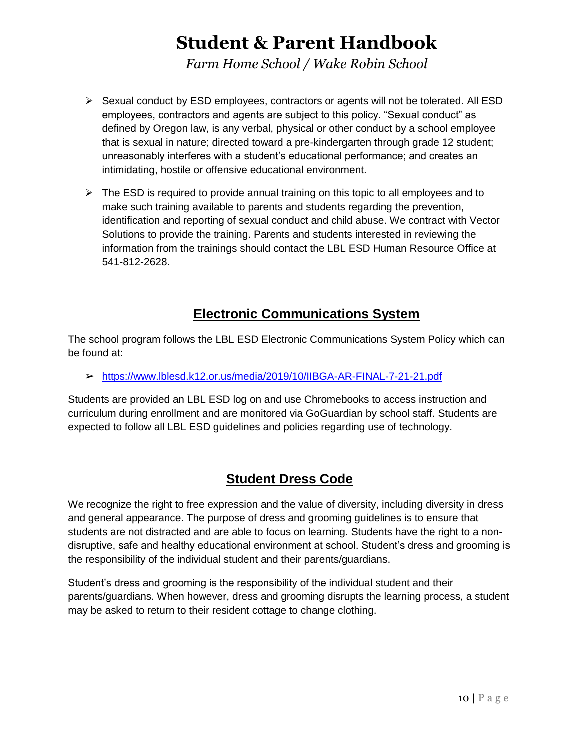- Sexual conduct by ESD employees, contractors or agents will not be tolerated. All ESD employees, contractors and agents are subject to this policy. "Sexual conduct" as defined by Oregon law, is any verbal, physical or other conduct by a school employee that is sexual in nature; directed toward a pre-kindergarten through grade 12 student; unreasonably interferes with a student's educational performance; and creates an intimidating, hostile or offensive educational environment.
- The ESD is required to provide annual training on this topic to all employees and to make such training available to parents and students regarding the prevention, identification and reporting of sexual conduct and child abuse. We contract with Vector Solutions to provide the training. Parents and students interested in reviewing the information from the trainings should contact the LBL ESD Human Resource Office at 541-812-2628.

## Electronic Communications System

The school program follows the LBL ESD Electronic Communications System Policy which can be found at:

- https://www.lblesd.k12.or.us/media/2019/10/IIBGA-AR-FINAL-7-21-21.pdf

Students are provided an LBL ESD log on and use Chromebooks to access instruction and curriculum during enrollment and are monitored via GoGuardian by school staff. Students are expected to follow all LBL ESD guidelines and policies regarding use of technology.

## Student Dress Code

We recognize the right to free expression and the value of diversity, including diversity in dress and general appearance. The purpose of dress and grooming guidelines is to ensure that students are not distracted and are able to focus on learning. Students have the right to a non-disruptive, safe and healthy educational environment at school. Student's dress and grooming is the responsibility of the individual student and their parents/guardians.

Student's dress and grooming is the responsibility of the individual student and their parents/guardians. When however, dress and grooming disrupts the learning process, a student may be asked to return to their resident cottage to change clothing.